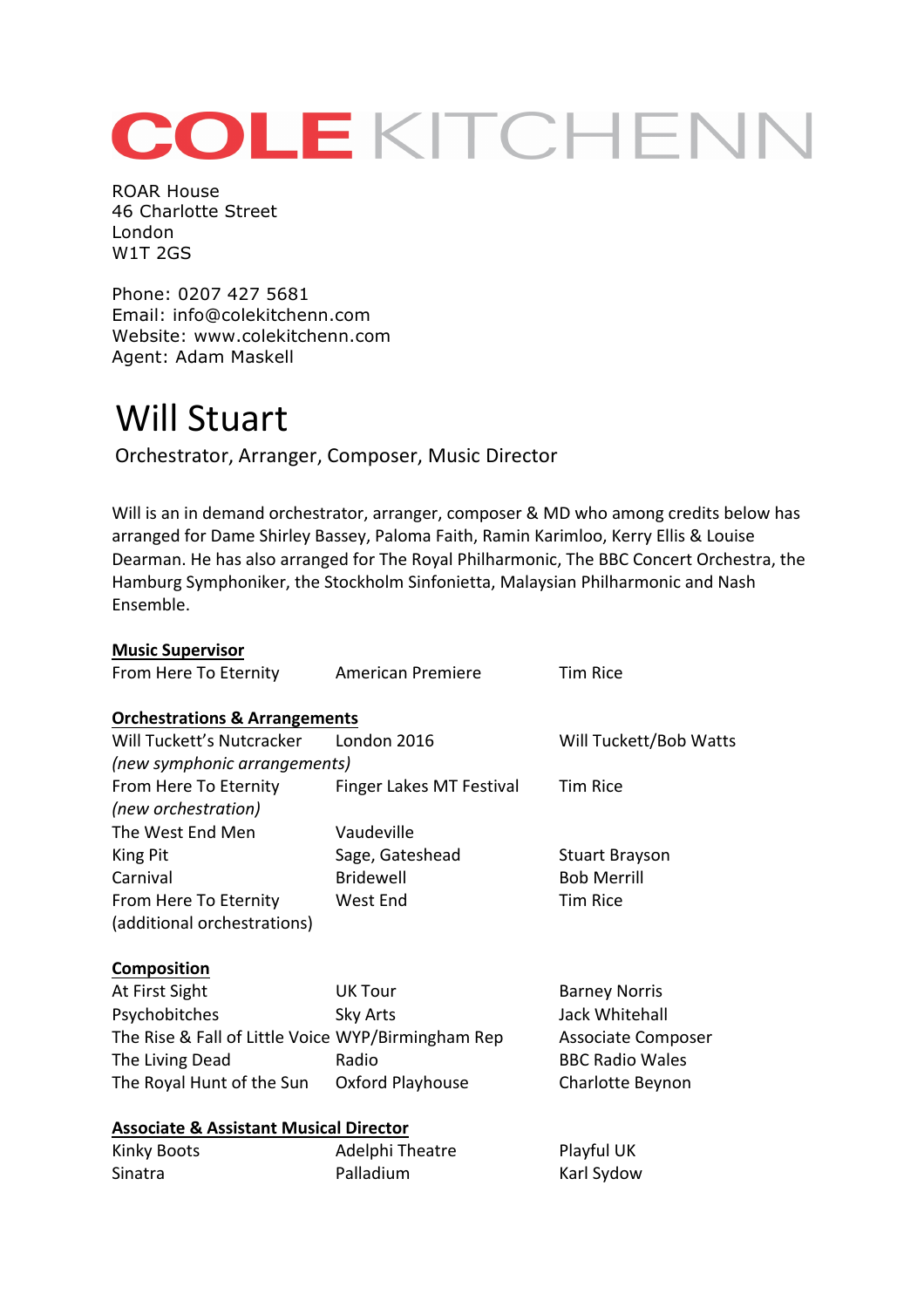# COLE KITCHENN

ROAR House
46 Charlotte Street
London
W1T 2GS

Phone: 0207 427 5681
Email: info@colekitchenn.com
Website: www.colekitchenn.com
Agent: Adam Maskell

## Will Stuart

Orchestrator, Arranger, Composer, Music Director

Will is an in demand orchestrator, arranger, composer & MD who among credits below has arranged for Dame Shirley Bassey, Paloma Faith, Ramin Karimloo, Kerry Ellis & Louise Dearman. He has also arranged for The Royal Philharmonic, The BBC Concert Orchestra, the Hamburg Symphoniker, the Stockholm Sinfonietta, Malaysian Philharmonic and Nash Ensemble.

### Music Supervisor

| | | |
|---|---|---|
| From Here To Eternity | American Premiere | Tim Rice |

### Orchestrations & Arrangements

| | | |
|---|---|---|
| Will Tuckett's Nutcracker *(new symphonic arrangements)* | London 2016 | Will Tuckett/Bob Watts |
| From Here To Eternity *(new orchestration)* | Finger Lakes MT Festival | Tim Rice |
| The West End Men | Vaudeville | |
| King Pit | Sage, Gateshead | Stuart Brayson |
| Carnival | Bridewell | Bob Merrill |
| From Here To Eternity (additional orchestrations) | West End | Tim Rice |

### Composition

| | | |
|---|---|---|
| At First Sight | UK Tour | Barney Norris |
| Psychobitches | Sky Arts | Jack Whitehall |
| The Rise & Fall of Little Voice | WYP/Birmingham Rep | Associate Composer |
| The Living Dead | Radio | BBC Radio Wales |
| The Royal Hunt of the Sun | Oxford Playhouse | Charlotte Beynon |

### Associate & Assistant Musical Director

| | | |
|---|---|---|
| Kinky Boots | Adelphi Theatre | Playful UK |
| Sinatra | Palladium | Karl Sydow |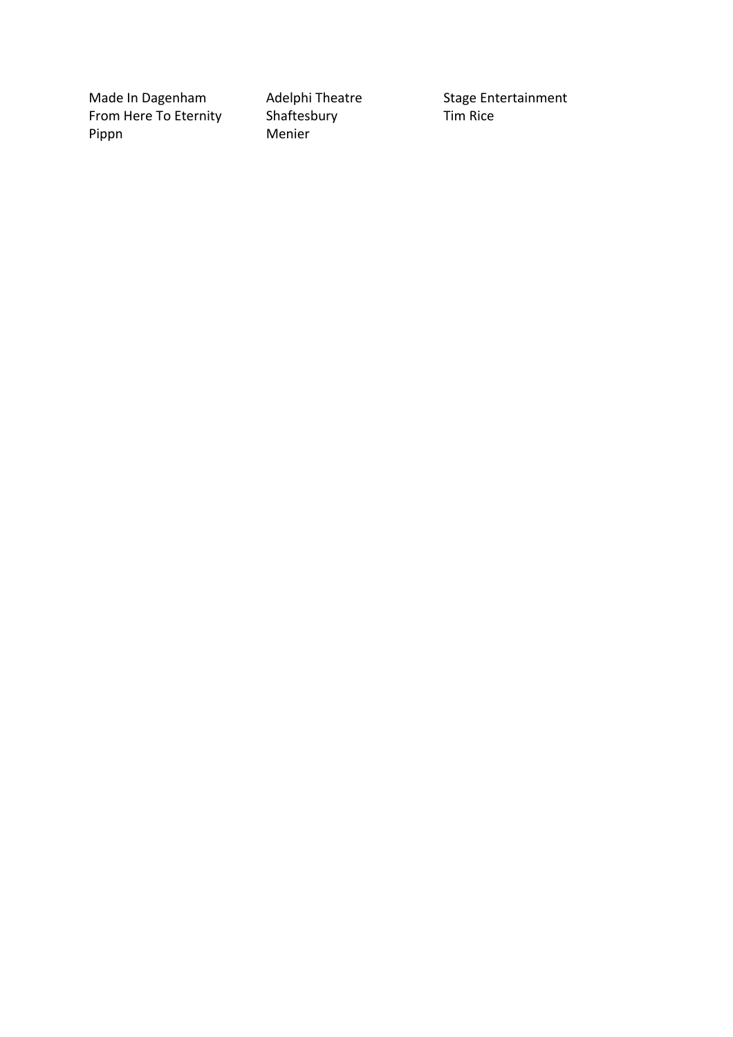| | | |
|---|---|---|
| Made In Dagenham | Adelphi Theatre | Stage Entertainment |
| From Here To Eternity | Shaftesbury | Tim Rice |
| Pippn | Menier | |